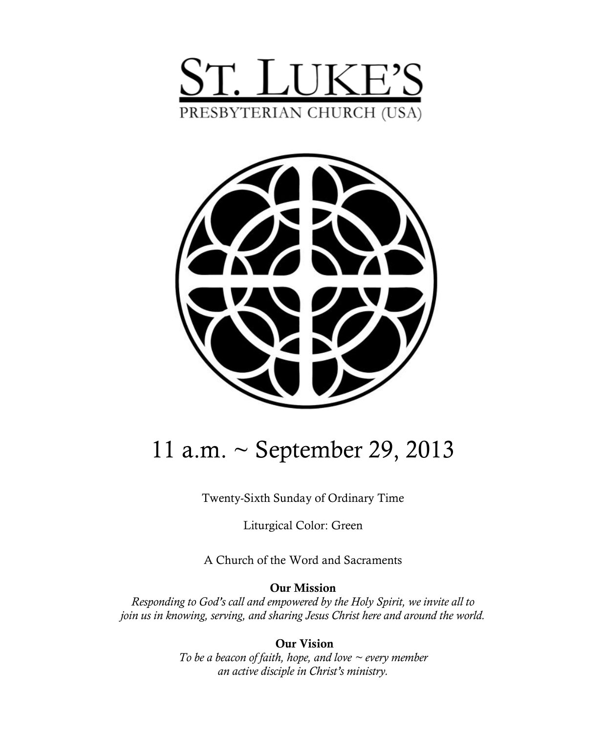# St. Luke's

PRESBYTERIAN CHURCH (USA)

## 11 a.m. ~ September 29, 2013

Twenty-Sixth Sunday of Ordinary Time

Liturgical Color: Green

A Church of the Word and Sacraments

**Our Mission**

*Responding to God's call and empowered by the Holy Spirit, we invite all to join us in knowing, serving, and sharing Jesus Christ here and around the world.*

**Our Vision**

*To be a beacon of faith, hope, and love ~ every member an active disciple in Christ's ministry.*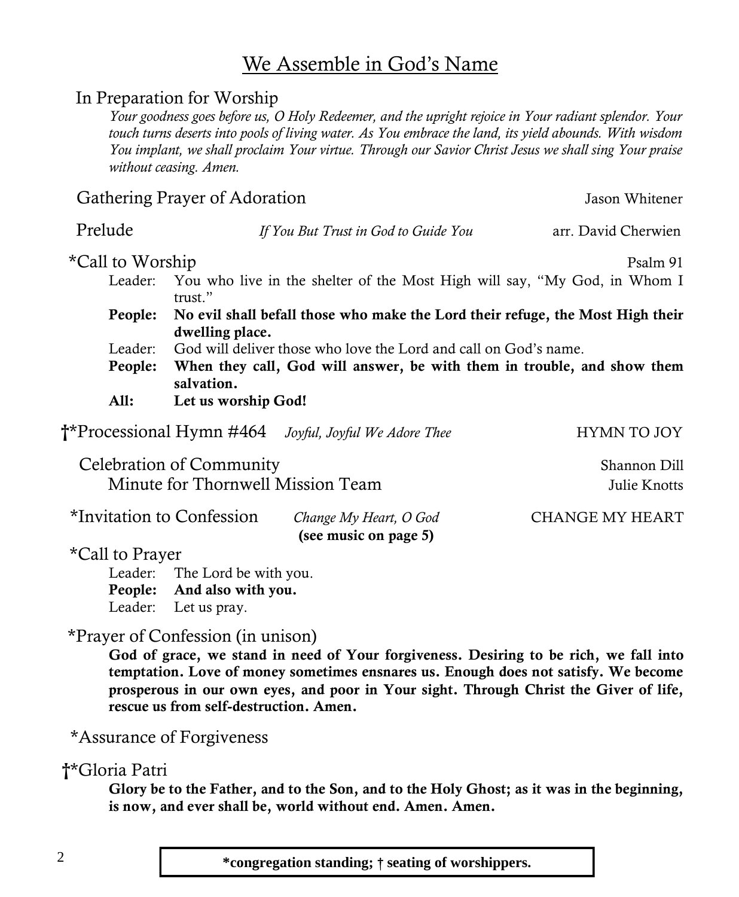# We Assemble in God's Name

In Preparation for Worship

*Your goodness goes before us, O Holy Redeemer, and the upright rejoice in Your radiant splendor. Your touch turns deserts into pools of living water. As You embrace the land, its yield abounds. With wisdom You implant, we shall proclaim Your virtue. Through our Savior Christ Jesus we shall sing Your praise without ceasing. Amen.*

Gathering Prayer of Adoration — Jason Whitener

Prelude — *If You But Trust in God to Guide You* — arr. David Cherwien

*Call to Worship — Psalm 91

Leader: You who live in the shelter of the Most High will say, "My God, in Whom I trust."

**People: No evil shall befall those who make the Lord their refuge, the Most High their dwelling place.**

Leader: God will deliver those who love the Lord and call on God's name.

**People: When they call, God will answer, be with them in trouble, and show them salvation.**

**All: Let us worship God!**

†*Processional Hymn #464 — *Joyful, Joyful We Adore Thee* — HYMN TO JOY

Celebration of Community — Shannon Dill

Minute for Thornwell Mission Team — Julie Knotts

*Invitation to Confession — *Change My Heart, O God* — CHANGE MY HEART
**(see music on page 5)**

*Call to Prayer

Leader: The Lord be with you.

**People: And also with you.**

Leader: Let us pray.

*Prayer of Confession (in unison)

**God of grace, we stand in need of Your forgiveness. Desiring to be rich, we fall into temptation. Love of money sometimes ensnares us. Enough does not satisfy. We become prosperous in our own eyes, and poor in Your sight. Through Christ the Giver of life, rescue us from self-destruction. Amen.**

*Assurance of Forgiveness

†*Gloria Patri

**Glory be to the Father, and to the Son, and to the Holy Ghost; as it was in the beginning, is now, and ever shall be, world without end. Amen. Amen.**

**\*congregation standing; † seating of worshippers.**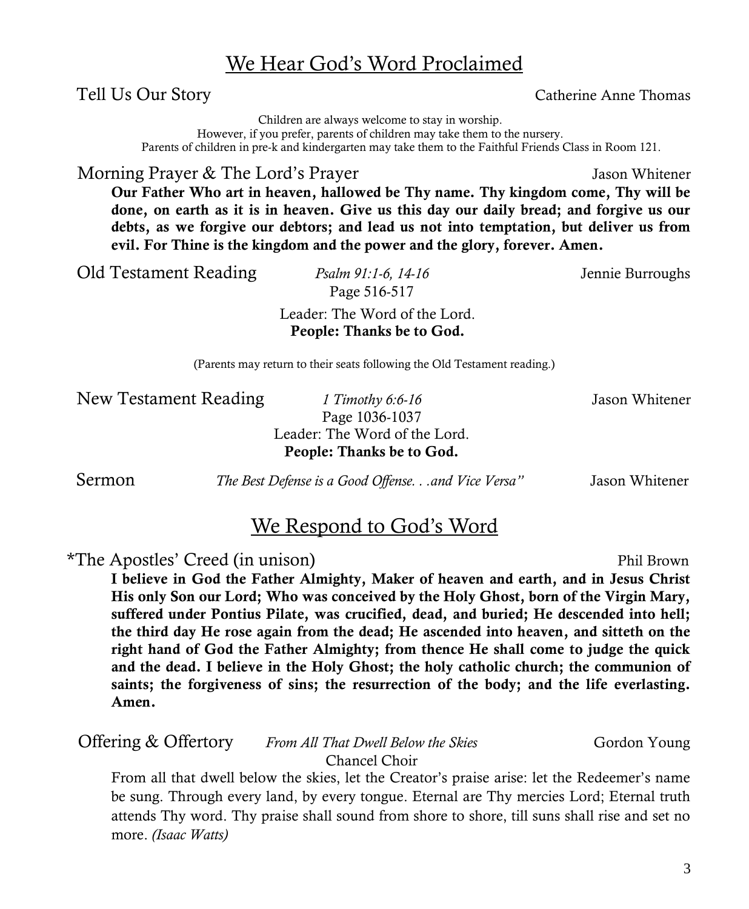## We Hear God's Word Proclaimed

Tell Us Our Story — Catherine Anne Thomas

Children are always welcome to stay in worship.
However, if you prefer, parents of children may take them to the nursery.
Parents of children in pre-k and kindergarten may take them to the Faithful Friends Class in Room 121.

Morning Prayer & The Lord's Prayer — Jason Whitener

**Our Father Who art in heaven, hallowed be Thy name. Thy kingdom come, Thy will be done, on earth as it is in heaven. Give us this day our daily bread; and forgive us our debts, as we forgive our debtors; and lead us not into temptation, but deliver us from evil. For Thine is the kingdom and the power and the glory, forever. Amen.**

Old Testament Reading — *Psalm 91:1-6, 14-16* — Jennie Burroughs
Page 516-517

Leader: The Word of the Lord.
**People: Thanks be to God.**

(Parents may return to their seats following the Old Testament reading.)

New Testament Reading — *1 Timothy 6:6-16* — Jason Whitener
Page 1036-1037
Leader: The Word of the Lord.
**People: Thanks be to God.**

Sermon — *The Best Defense is a Good Offense. . .and Vice Versa"* — Jason Whitener

## We Respond to God's Word

*The Apostles' Creed (in unison) — Phil Brown

**I believe in God the Father Almighty, Maker of heaven and earth, and in Jesus Christ His only Son our Lord; Who was conceived by the Holy Ghost, born of the Virgin Mary, suffered under Pontius Pilate, was crucified, dead, and buried; He descended into hell; the third day He rose again from the dead; He ascended into heaven, and sitteth on the right hand of God the Father Almighty; from thence He shall come to judge the quick and the dead. I believe in the Holy Ghost; the holy catholic church; the communion of saints; the forgiveness of sins; the resurrection of the body; and the life everlasting. Amen.**

Offering & Offertory — *From All That Dwell Below the Skies* — Gordon Young
Chancel Choir

From all that dwell below the skies, let the Creator's praise arise: let the Redeemer's name be sung. Through every land, by every tongue. Eternal are Thy mercies Lord; Eternal truth attends Thy word. Thy praise shall sound from shore to shore, till suns shall rise and set no more. *(Isaac Watts)*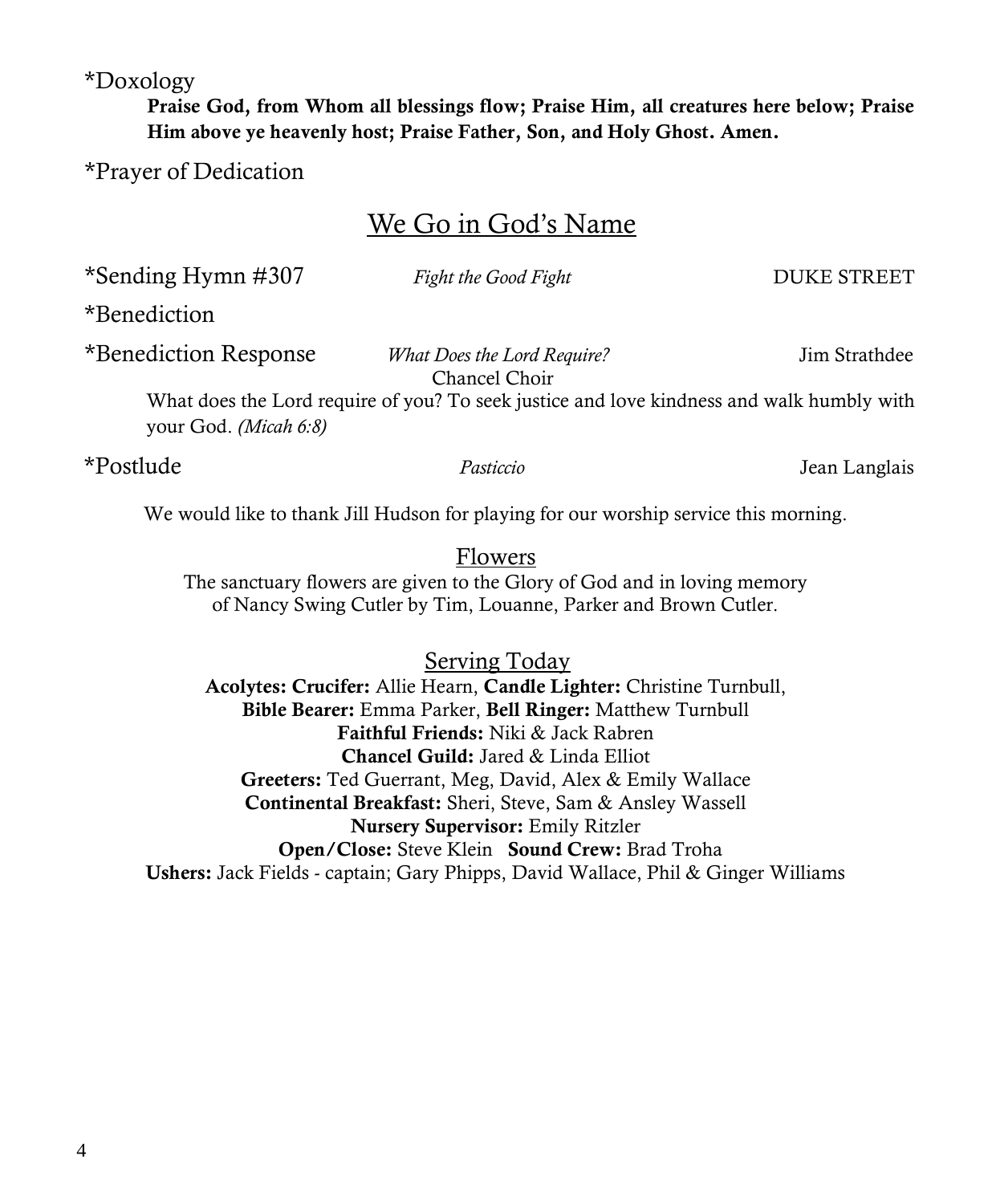*Doxology

**Praise God, from Whom all blessings flow; Praise Him, all creatures here below; Praise Him above ye heavenly host; Praise Father, Son, and Holy Ghost. Amen.**

*Prayer of Dedication

## We Go in God's Name

*Sending Hymn #307 — *Fight the Good Fight* — DUKE STREET

*Benediction

*Benediction Response — *What Does the Lord Require?* — Jim Strathdee

Chancel Choir

What does the Lord require of you? To seek justice and love kindness and walk humbly with your God. *(Micah 6:8)*

*Postlude — *Pasticcio* — Jean Langlais

We would like to thank Jill Hudson for playing for our worship service this morning.

### Flowers

The sanctuary flowers are given to the Glory of God and in loving memory of Nancy Swing Cutler by Tim, Louanne, Parker and Brown Cutler.

### Serving Today

**Acolytes: Crucifer:** Allie Hearn, **Candle Lighter:** Christine Turnbull,
**Bible Bearer:** Emma Parker, **Bell Ringer:** Matthew Turnbull
**Faithful Friends:** Niki & Jack Rabren
**Chancel Guild:** Jared & Linda Elliot
**Greeters:** Ted Guerrant, Meg, David, Alex & Emily Wallace
**Continental Breakfast:** Sheri, Steve, Sam & Ansley Wassell
**Nursery Supervisor:** Emily Ritzler
**Open/Close:** Steve Klein **Sound Crew:** Brad Troha
**Ushers:** Jack Fields - captain; Gary Phipps, David Wallace, Phil & Ginger Williams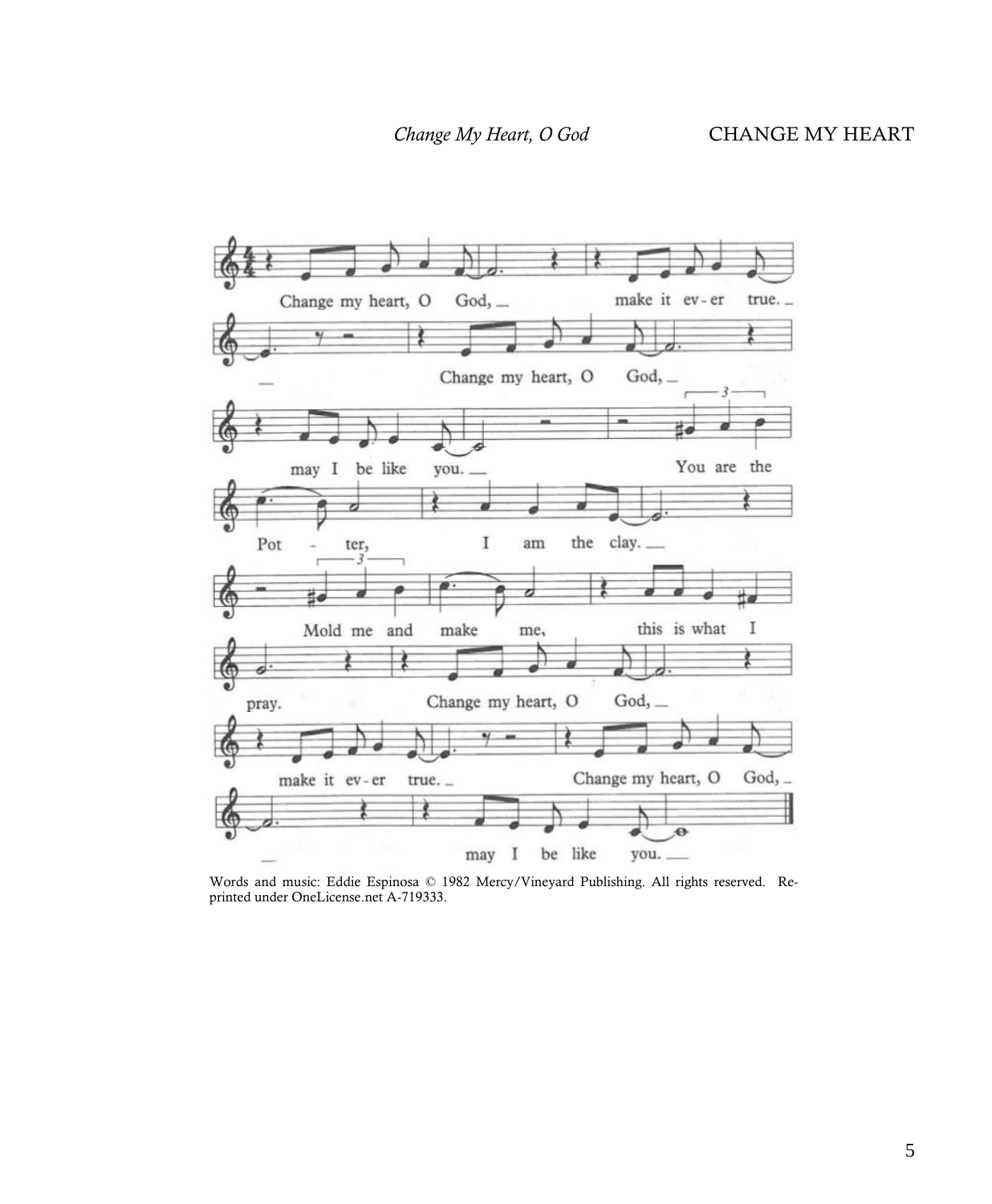*Change My Heart, O God* CHANGE MY HEART

Words and music: Eddie Espinosa © 1982 Mercy/Vineyard Publishing. All rights reserved. Reprinted under OneLicense.net A-719333.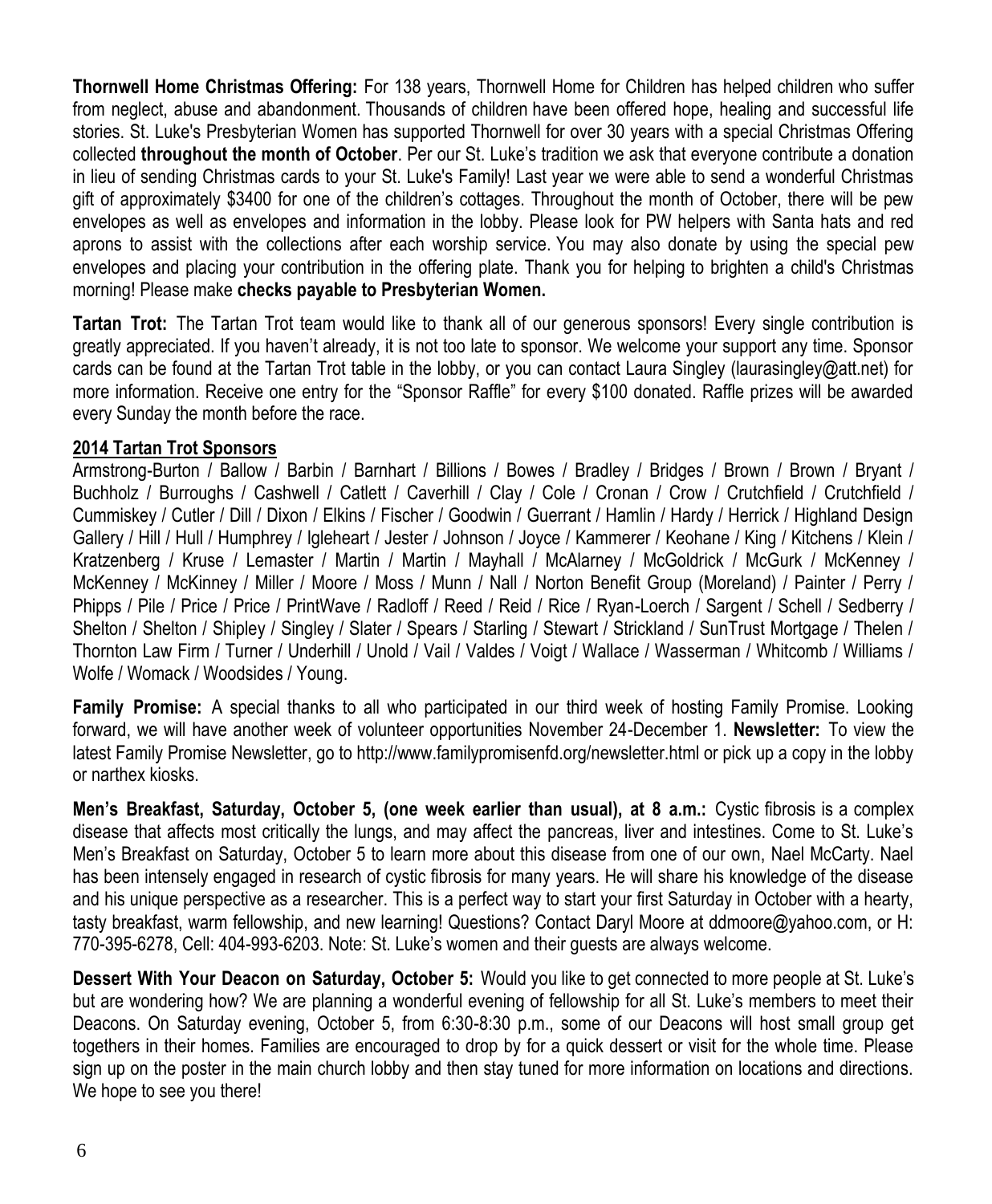**Thornwell Home Christmas Offering:** For 138 years, Thornwell Home for Children has helped children who suffer from neglect, abuse and abandonment. Thousands of children have been offered hope, healing and successful life stories. St. Luke's Presbyterian Women has supported Thornwell for over 30 years with a special Christmas Offering collected **throughout the month of October**. Per our St. Luke's tradition we ask that everyone contribute a donation in lieu of sending Christmas cards to your St. Luke's Family! Last year we were able to send a wonderful Christmas gift of approximately $3400 for one of the children's cottages. Throughout the month of October, there will be pew envelopes as well as envelopes and information in the lobby. Please look for PW helpers with Santa hats and red aprons to assist with the collections after each worship service. You may also donate by using the special pew envelopes and placing your contribution in the offering plate. Thank you for helping to brighten a child's Christmas morning! Please make **checks payable to Presbyterian Women.**

**Tartan Trot:** The Tartan Trot team would like to thank all of our generous sponsors! Every single contribution is greatly appreciated. If you haven't already, it is not too late to sponsor. We welcome your support any time. Sponsor cards can be found at the Tartan Trot table in the lobby, or you can contact Laura Singley (laurasingley@att.net) for more information. Receive one entry for the "Sponsor Raffle" for every $100 donated. Raffle prizes will be awarded every Sunday the month before the race.

**2014 Tartan Trot Sponsors**

Armstrong-Burton / Ballow / Barbin / Barnhart / Billions / Bowes / Bradley / Bridges / Brown / Brown / Bryant / Buchholz / Burroughs / Cashwell / Catlett / Caverhill / Clay / Cole / Cronan / Crow / Crutchfield / Crutchfield / Cummiskey / Cutler / Dill / Dixon / Elkins / Fischer / Goodwin / Guerrant / Hamlin / Hardy / Herrick / Highland Design Gallery / Hill / Hull / Humphrey / Igleheart / Jester / Johnson / Joyce / Kammerer / Keohane / King / Kitchens / Klein / Kratzenberg / Kruse / Lemaster / Martin / Martin / Mayhall / McAlarney / McGoldrick / McGurk / McKenney / McKenney / McKinney / Miller / Moore / Moss / Munn / Nall / Norton Benefit Group (Moreland) / Painter / Perry / Phipps / Pile / Price / Price / PrintWave / Radloff / Reed / Reid / Rice / Ryan-Loerch / Sargent / Schell / Sedberry / Shelton / Shelton / Shipley / Singley / Slater / Spears / Starling / Stewart / Strickland / SunTrust Mortgage / Thelen / Thornton Law Firm / Turner / Underhill / Unold / Vail / Valdes / Voigt / Wallace / Wasserman / Whitcomb / Williams / Wolfe / Womack / Woodsides / Young.

**Family Promise:** A special thanks to all who participated in our third week of hosting Family Promise. Looking forward, we will have another week of volunteer opportunities November 24-December 1. **Newsletter:** To view the latest Family Promise Newsletter, go to http://www.familypromisenfd.org/newsletter.html or pick up a copy in the lobby or narthex kiosks.

**Men's Breakfast, Saturday, October 5, (one week earlier than usual), at 8 a.m.:** Cystic fibrosis is a complex disease that affects most critically the lungs, and may affect the pancreas, liver and intestines. Come to St. Luke's Men's Breakfast on Saturday, October 5 to learn more about this disease from one of our own, Nael McCarty. Nael has been intensely engaged in research of cystic fibrosis for many years. He will share his knowledge of the disease and his unique perspective as a researcher. This is a perfect way to start your first Saturday in October with a hearty, tasty breakfast, warm fellowship, and new learning! Questions? Contact Daryl Moore at ddmoore@yahoo.com, or H: 770-395-6278, Cell: 404-993-6203. Note: St. Luke's women and their guests are always welcome.

**Dessert With Your Deacon on Saturday, October 5:** Would you like to get connected to more people at St. Luke's but are wondering how? We are planning a wonderful evening of fellowship for all St. Luke's members to meet their Deacons. On Saturday evening, October 5, from 6:30-8:30 p.m., some of our Deacons will host small group get togethers in their homes. Families are encouraged to drop by for a quick dessert or visit for the whole time. Please sign up on the poster in the main church lobby and then stay tuned for more information on locations and directions. We hope to see you there!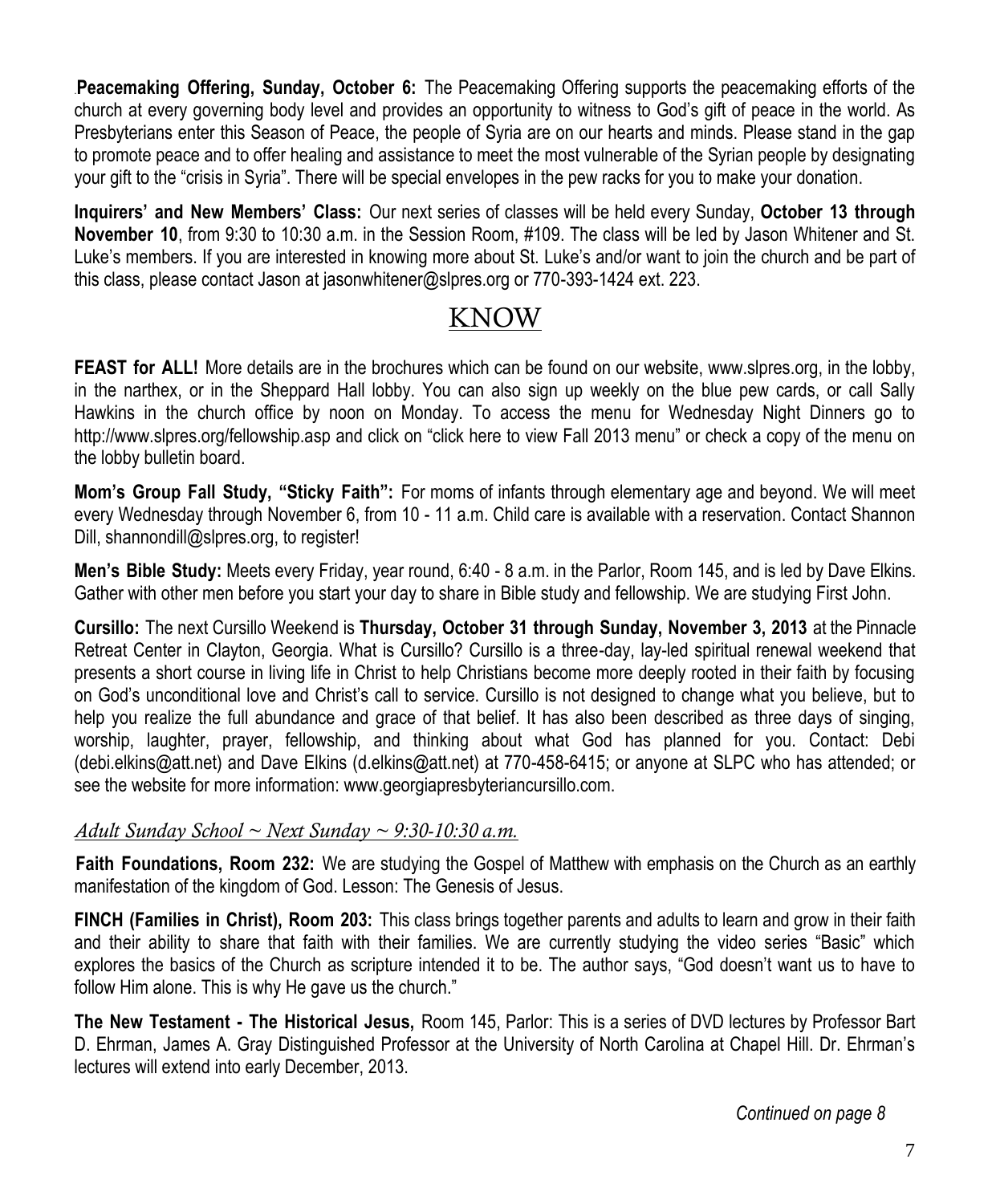**Peacemaking Offering, Sunday, October 6:** The Peacemaking Offering supports the peacemaking efforts of the church at every governing body level and provides an opportunity to witness to God's gift of peace in the world. As Presbyterians enter this Season of Peace, the people of Syria are on our hearts and minds. Please stand in the gap to promote peace and to offer healing and assistance to meet the most vulnerable of the Syrian people by designating your gift to the "crisis in Syria". There will be special envelopes in the pew racks for you to make your donation.

**Inquirers' and New Members' Class:** Our next series of classes will be held every Sunday, **October 13 through November 10**, from 9:30 to 10:30 a.m. in the Session Room, #109. The class will be led by Jason Whitener and St. Luke's members. If you are interested in knowing more about St. Luke's and/or want to join the church and be part of this class, please contact Jason at jasonwhitener@slpres.org or 770-393-1424 ext. 223.

## KNOW

**FEAST for ALL!** More details are in the brochures which can be found on our website, www.slpres.org, in the lobby, in the narthex, or in the Sheppard Hall lobby. You can also sign up weekly on the blue pew cards, or call Sally Hawkins in the church office by noon on Monday. To access the menu for Wednesday Night Dinners go to http://www.slpres.org/fellowship.asp and click on "click here to view Fall 2013 menu" or check a copy of the menu on the lobby bulletin board.

**Mom's Group Fall Study, "Sticky Faith":** For moms of infants through elementary age and beyond. We will meet every Wednesday through November 6, from 10 - 11 a.m. Child care is available with a reservation. Contact Shannon Dill, shannondill@slpres.org, to register!

**Men's Bible Study:** Meets every Friday, year round, 6:40 - 8 a.m. in the Parlor, Room 145, and is led by Dave Elkins. Gather with other men before you start your day to share in Bible study and fellowship. We are studying First John.

**Cursillo:** The next Cursillo Weekend is **Thursday, October 31 through Sunday, November 3, 2013** at the Pinnacle Retreat Center in Clayton, Georgia. What is Cursillo? Cursillo is a three-day, lay-led spiritual renewal weekend that presents a short course in living life in Christ to help Christians become more deeply rooted in their faith by focusing on God's unconditional love and Christ's call to service. Cursillo is not designed to change what you believe, but to help you realize the full abundance and grace of that belief. It has also been described as three days of singing, worship, laughter, prayer, fellowship, and thinking about what God has planned for you. Contact: Debi (debi.elkins@att.net) and Dave Elkins (d.elkins@att.net) at 770-458-6415; or anyone at SLPC who has attended; or see the website for more information: www.georgiapresbyteriancursillo.com.

### *Adult Sunday School ~ Next Sunday ~ 9:30-10:30 a.m.*

**Faith Foundations, Room 232:** We are studying the Gospel of Matthew with emphasis on the Church as an earthly manifestation of the kingdom of God. Lesson: The Genesis of Jesus.

**FINCH (Families in Christ), Room 203:** This class brings together parents and adults to learn and grow in their faith and their ability to share that faith with their families. We are currently studying the video series "Basic" which explores the basics of the Church as scripture intended it to be. The author says, "God doesn't want us to have to follow Him alone. This is why He gave us the church."

**The New Testament - The Historical Jesus,** Room 145, Parlor: This is a series of DVD lectures by Professor Bart D. Ehrman, James A. Gray Distinguished Professor at the University of North Carolina at Chapel Hill. Dr. Ehrman's lectures will extend into early December, 2013.

*Continued on page 8*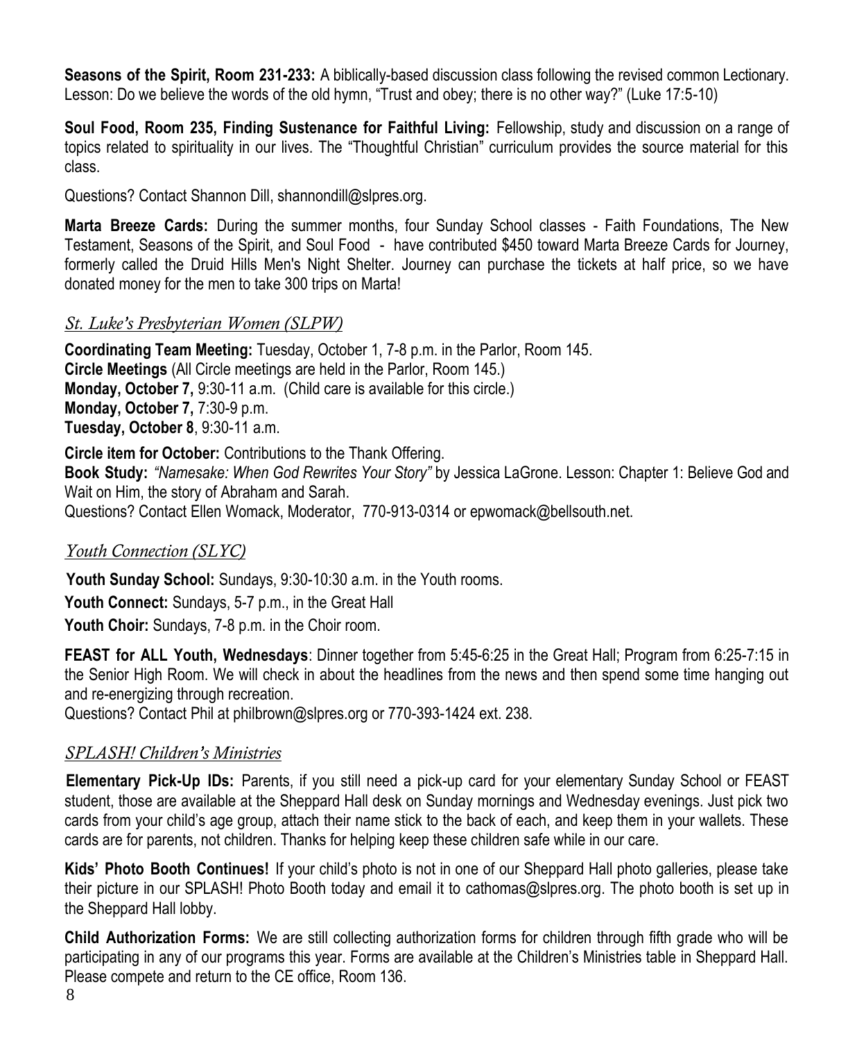**Seasons of the Spirit, Room 231-233:** A biblically-based discussion class following the revised common Lectionary. Lesson: Do we believe the words of the old hymn, "Trust and obey; there is no other way?" (Luke 17:5-10)

**Soul Food, Room 235, Finding Sustenance for Faithful Living:** Fellowship, study and discussion on a range of topics related to spirituality in our lives. The "Thoughtful Christian" curriculum provides the source material for this class.

Questions? Contact Shannon Dill, shannondill@slpres.org.

**Marta Breeze Cards:** During the summer months, four Sunday School classes - Faith Foundations, The New Testament, Seasons of the Spirit, and Soul Food - have contributed $450 toward Marta Breeze Cards for Journey, formerly called the Druid Hills Men's Night Shelter. Journey can purchase the tickets at half price, so we have donated money for the men to take 300 trips on Marta!

## *St. Luke's Presbyterian Women (SLPW)*

**Coordinating Team Meeting:** Tuesday, October 1, 7-8 p.m. in the Parlor, Room 145.
**Circle Meetings** (All Circle meetings are held in the Parlor, Room 145.)
**Monday, October 7,** 9:30-11 a.m. (Child care is available for this circle.)
**Monday, October 7,** 7:30-9 p.m.
**Tuesday, October 8**, 9:30-11 a.m.

**Circle item for October:** Contributions to the Thank Offering.
**Book Study:** *"Namesake: When God Rewrites Your Story"* by Jessica LaGrone. Lesson: Chapter 1: Believe God and Wait on Him, the story of Abraham and Sarah.
Questions? Contact Ellen Womack, Moderator, 770-913-0314 or epwomack@bellsouth.net.

## *Youth Connection (SLYC)*

**Youth Sunday School:** Sundays, 9:30-10:30 a.m. in the Youth rooms.

**Youth Connect:** Sundays, 5-7 p.m., in the Great Hall

**Youth Choir:** Sundays, 7-8 p.m. in the Choir room.

**FEAST for ALL Youth, Wednesdays**: Dinner together from 5:45-6:25 in the Great Hall; Program from 6:25-7:15 in the Senior High Room. We will check in about the headlines from the news and then spend some time hanging out and re-energizing through recreation.
Questions? Contact Phil at philbrown@slpres.org or 770-393-1424 ext. 238.

## *SPLASH! Children's Ministries*

**Elementary Pick-Up IDs:** Parents, if you still need a pick-up card for your elementary Sunday School or FEAST student, those are available at the Sheppard Hall desk on Sunday mornings and Wednesday evenings. Just pick two cards from your child's age group, attach their name stick to the back of each, and keep them in your wallets. These cards are for parents, not children. Thanks for helping keep these children safe while in our care.

**Kids' Photo Booth Continues!** If your child's photo is not in one of our Sheppard Hall photo galleries, please take their picture in our SPLASH! Photo Booth today and email it to cathomas@slpres.org. The photo booth is set up in the Sheppard Hall lobby.

**Child Authorization Forms:** We are still collecting authorization forms for children through fifth grade who will be participating in any of our programs this year. Forms are available at the Children's Ministries table in Sheppard Hall. Please compete and return to the CE office, Room 136.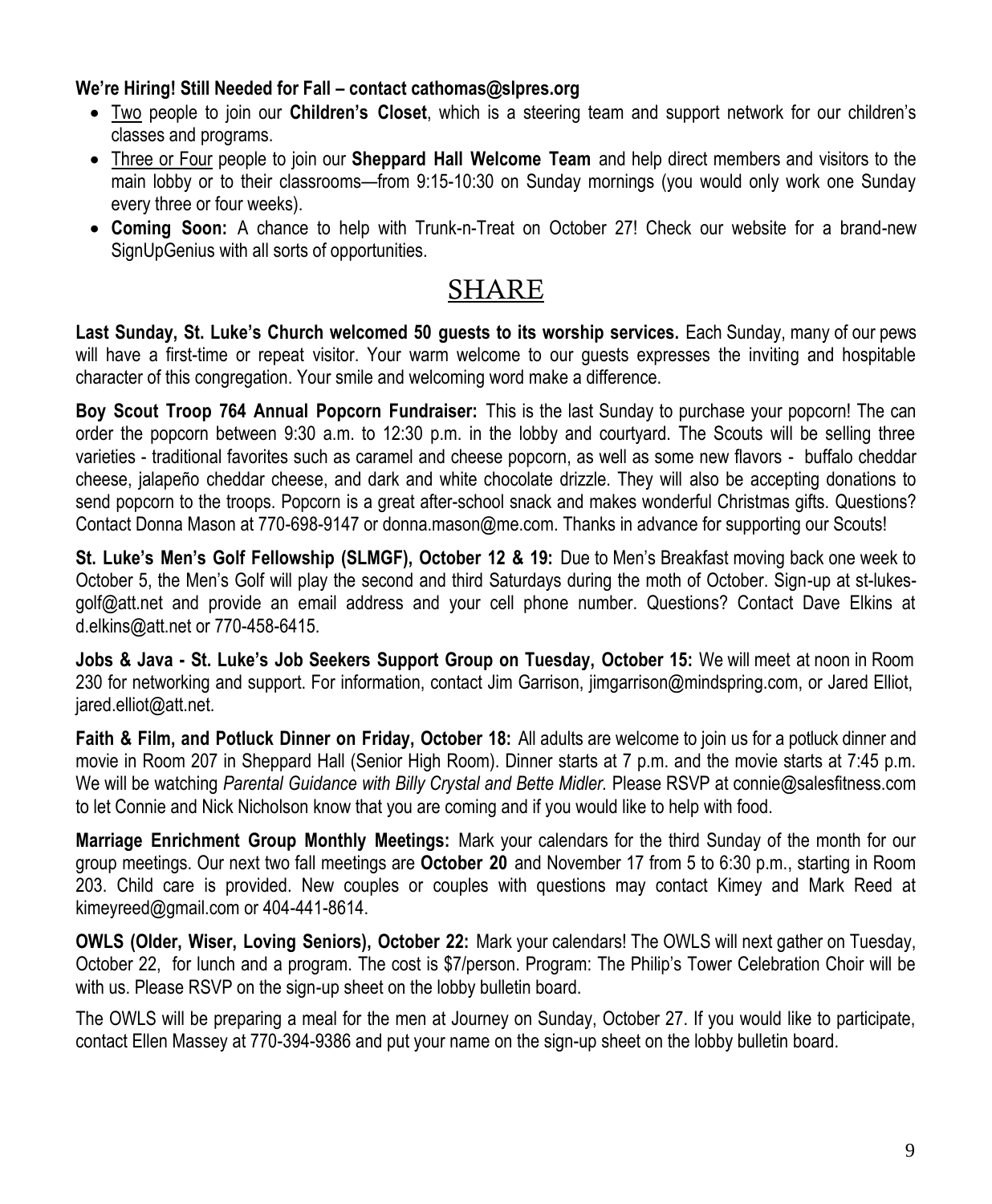**We're Hiring! Still Needed for Fall – contact cathomas@slpres.org**

- Two people to join our **Children's Closet**, which is a steering team and support network for our children's classes and programs.
- Three or Four people to join our **Sheppard Hall Welcome Team** and help direct members and visitors to the main lobby or to their classrooms—from 9:15-10:30 on Sunday mornings (you would only work one Sunday every three or four weeks).
- **Coming Soon:** A chance to help with Trunk-n-Treat on October 27! Check our website for a brand-new SignUpGenius with all sorts of opportunities.

# SHARE

**Last Sunday, St. Luke's Church welcomed 50 guests to its worship services.** Each Sunday, many of our pews will have a first-time or repeat visitor. Your warm welcome to our guests expresses the inviting and hospitable character of this congregation. Your smile and welcoming word make a difference.

**Boy Scout Troop 764 Annual Popcorn Fundraiser:** This is the last Sunday to purchase your popcorn! The can order the popcorn between 9:30 a.m. to 12:30 p.m. in the lobby and courtyard. The Scouts will be selling three varieties - traditional favorites such as caramel and cheese popcorn, as well as some new flavors - buffalo cheddar cheese, jalapeño cheddar cheese, and dark and white chocolate drizzle. They will also be accepting donations to send popcorn to the troops. Popcorn is a great after-school snack and makes wonderful Christmas gifts. Questions? Contact Donna Mason at 770-698-9147 or donna.mason@me.com. Thanks in advance for supporting our Scouts!

**St. Luke's Men's Golf Fellowship (SLMGF), October 12 & 19:** Due to Men's Breakfast moving back one week to October 5, the Men's Golf will play the second and third Saturdays during the moth of October. Sign-up at st-lukes-golf@att.net and provide an email address and your cell phone number. Questions? Contact Dave Elkins at d.elkins@att.net or 770-458-6415.

**Jobs & Java - St. Luke's Job Seekers Support Group on Tuesday, October 15:** We will meet at noon in Room 230 for networking and support. For information, contact Jim Garrison, jimgarrison@mindspring.com, or Jared Elliot, jared.elliot@att.net.

**Faith & Film, and Potluck Dinner on Friday, October 18:** All adults are welcome to join us for a potluck dinner and movie in Room 207 in Sheppard Hall (Senior High Room). Dinner starts at 7 p.m. and the movie starts at 7:45 p.m. We will be watching *Parental Guidance with Billy Crystal and Bette Midler.* Please RSVP at connie@salesfitness.com to let Connie and Nick Nicholson know that you are coming and if you would like to help with food.

**Marriage Enrichment Group Monthly Meetings:** Mark your calendars for the third Sunday of the month for our group meetings. Our next two fall meetings are **October 20** and November 17 from 5 to 6:30 p.m., starting in Room 203. Child care is provided. New couples or couples with questions may contact Kimey and Mark Reed at kimeyreed@gmail.com or 404-441-8614.

**OWLS (Older, Wiser, Loving Seniors), October 22:** Mark your calendars! The OWLS will next gather on Tuesday, October 22, for lunch and a program. The cost is $7/person. Program: The Philip's Tower Celebration Choir will be with us. Please RSVP on the sign-up sheet on the lobby bulletin board.

The OWLS will be preparing a meal for the men at Journey on Sunday, October 27. If you would like to participate, contact Ellen Massey at 770-394-9386 and put your name on the sign-up sheet on the lobby bulletin board.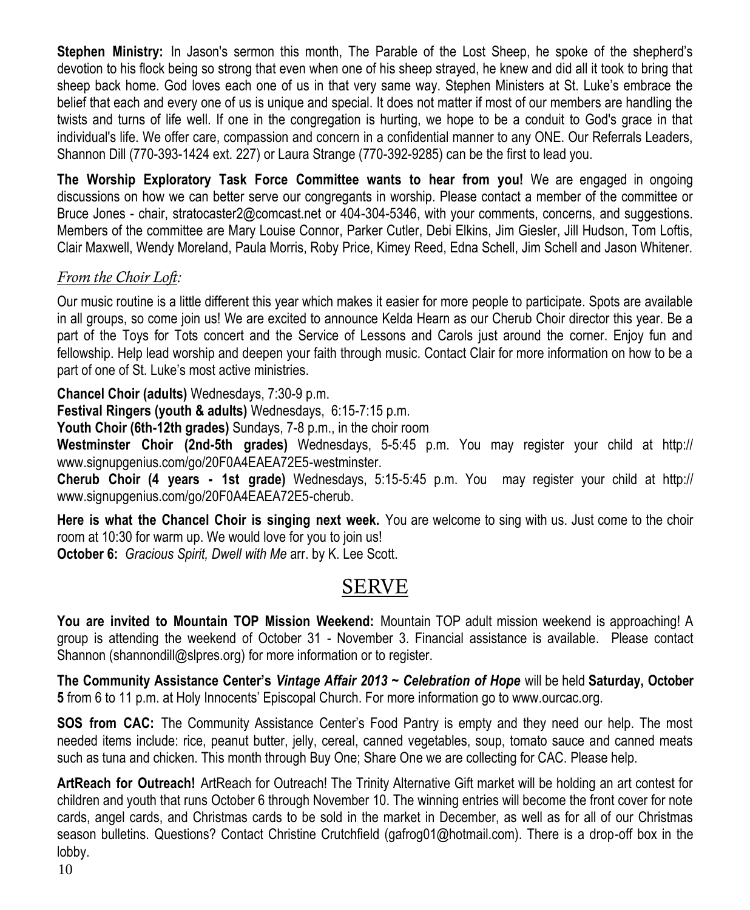**Stephen Ministry:** In Jason's sermon this month, The Parable of the Lost Sheep, he spoke of the shepherd's devotion to his flock being so strong that even when one of his sheep strayed, he knew and did all it took to bring that sheep back home. God loves each one of us in that very same way. Stephen Ministers at St. Luke's embrace the belief that each and every one of us is unique and special. It does not matter if most of our members are handling the twists and turns of life well. If one in the congregation is hurting, we hope to be a conduit to God's grace in that individual's life. We offer care, compassion and concern in a confidential manner to any ONE. Our Referrals Leaders, Shannon Dill (770-393-1424 ext. 227) or Laura Strange (770-392-9285) can be the first to lead you.

**The Worship Exploratory Task Force Committee wants to hear from you!** We are engaged in ongoing discussions on how we can better serve our congregants in worship. Please contact a member of the committee or Bruce Jones - chair, stratocaster2@comcast.net or 404-304-5346, with your comments, concerns, and suggestions. Members of the committee are Mary Louise Connor, Parker Cutler, Debi Elkins, Jim Giesler, Jill Hudson, Tom Loftis, Clair Maxwell, Wendy Moreland, Paula Morris, Roby Price, Kimey Reed, Edna Schell, Jim Schell and Jason Whitener.

*From the Choir Loft:*

Our music routine is a little different this year which makes it easier for more people to participate. Spots are available in all groups, so come join us! We are excited to announce Kelda Hearn as our Cherub Choir director this year. Be a part of the Toys for Tots concert and the Service of Lessons and Carols just around the corner. Enjoy fun and fellowship. Help lead worship and deepen your faith through music. Contact Clair for more information on how to be a part of one of St. Luke's most active ministries.

**Chancel Choir (adults)** Wednesdays, 7:30-9 p.m.
**Festival Ringers (youth & adults)** Wednesdays, 6:15-7:15 p.m.
**Youth Choir (6th-12th grades)** Sundays, 7-8 p.m., in the choir room
**Westminster Choir (2nd-5th grades)** Wednesdays, 5-5:45 p.m. You may register your child at http://www.signupgenius.com/go/20F0A4EAEA72E5-westminster.
**Cherub Choir (4 years - 1st grade)** Wednesdays, 5:15-5:45 p.m. You may register your child at http://www.signupgenius.com/go/20F0A4EAEA72E5-cherub.

**Here is what the Chancel Choir is singing next week.** You are welcome to sing with us. Just come to the choir room at 10:30 for warm up. We would love for you to join us!
**October 6:** *Gracious Spirit, Dwell with Me* arr. by K. Lee Scott.

# SERVE

**You are invited to Mountain TOP Mission Weekend:** Mountain TOP adult mission weekend is approaching! A group is attending the weekend of October 31 - November 3. Financial assistance is available. Please contact Shannon (shannondill@slpres.org) for more information or to register.

**The Community Assistance Center's** ***Vintage Affair 2013 ~ Celebration of Hope*** will be held **Saturday, October 5** from 6 to 11 p.m. at Holy Innocents' Episcopal Church. For more information go to www.ourcac.org.

**SOS from CAC:** The Community Assistance Center's Food Pantry is empty and they need our help. The most needed items include: rice, peanut butter, jelly, cereal, canned vegetables, soup, tomato sauce and canned meats such as tuna and chicken. This month through Buy One; Share One we are collecting for CAC. Please help.

**ArtReach for Outreach!** ArtReach for Outreach! The Trinity Alternative Gift market will be holding an art contest for children and youth that runs October 6 through November 10. The winning entries will become the front cover for note cards, angel cards, and Christmas cards to be sold in the market in December, as well as for all of our Christmas season bulletins. Questions? Contact Christine Crutchfield (gafrog01@hotmail.com). There is a drop-off box in the lobby.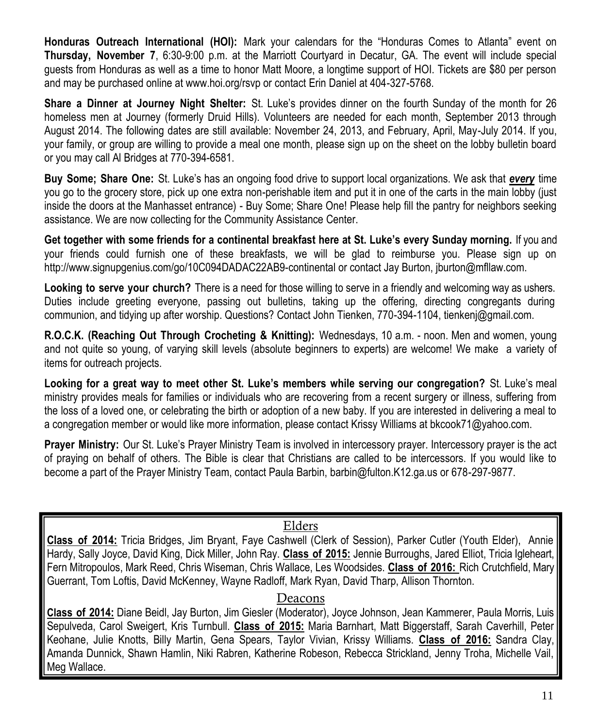**Honduras Outreach International (HOI):** Mark your calendars for the "Honduras Comes to Atlanta" event on **Thursday, November 7**, 6:30-9:00 p.m. at the Marriott Courtyard in Decatur, GA. The event will include special guests from Honduras as well as a time to honor Matt Moore, a longtime support of HOI. Tickets are $80 per person and may be purchased online at www.hoi.org/rsvp or contact Erin Daniel at 404-327-5768.

**Share a Dinner at Journey Night Shelter:** St. Luke's provides dinner on the fourth Sunday of the month for 26 homeless men at Journey (formerly Druid Hills). Volunteers are needed for each month, September 2013 through August 2014. The following dates are still available: November 24, 2013, and February, April, May-July 2014. If you, your family, or group are willing to provide a meal one month, please sign up on the sheet on the lobby bulletin board or you may call Al Bridges at 770-394-6581.

**Buy Some; Share One:** St. Luke's has an ongoing food drive to support local organizations. We ask that ***every*** time you go to the grocery store, pick up one extra non-perishable item and put it in one of the carts in the main lobby (just inside the doors at the Manhasset entrance) - Buy Some; Share One! Please help fill the pantry for neighbors seeking assistance. We are now collecting for the Community Assistance Center.

**Get together with some friends for a continental breakfast here at St. Luke's every Sunday morning.** If you and your friends could furnish one of these breakfasts, we will be glad to reimburse you. Please sign up on http://www.signupgenius.com/go/10C094DADAC22AB9-continental or contact Jay Burton, jburton@mfllaw.com.

**Looking to serve your church?** There is a need for those willing to serve in a friendly and welcoming way as ushers. Duties include greeting everyone, passing out bulletins, taking up the offering, directing congregants during communion, and tidying up after worship. Questions? Contact John Tienken, 770-394-1104, tienkenj@gmail.com.

**R.O.C.K. (Reaching Out Through Crocheting & Knitting):** Wednesdays, 10 a.m. - noon. Men and women, young and not quite so young, of varying skill levels (absolute beginners to experts) are welcome! We make a variety of items for outreach projects.

**Looking for a great way to meet other St. Luke's members while serving our congregation?** St. Luke's meal ministry provides meals for families or individuals who are recovering from a recent surgery or illness, suffering from the loss of a loved one, or celebrating the birth or adoption of a new baby. If you are interested in delivering a meal to a congregation member or would like more information, please contact Krissy Williams at bkcook71@yahoo.com.

**Prayer Ministry:** Our St. Luke's Prayer Ministry Team is involved in intercessory prayer. Intercessory prayer is the act of praying on behalf of others. The Bible is clear that Christians are called to be intercessors. If you would like to become a part of the Prayer Ministry Team, contact Paula Barbin, barbin@fulton.K12.ga.us or 678-297-9877.

## Elders

**Class of 2014:** Tricia Bridges, Jim Bryant, Faye Cashwell (Clerk of Session), Parker Cutler (Youth Elder), Annie Hardy, Sally Joyce, David King, Dick Miller, John Ray. **Class of 2015:** Jennie Burroughs, Jared Elliot, Tricia Igleheart, Fern Mitropoulos, Mark Reed, Chris Wiseman, Chris Wallace, Les Woodsides. **Class of 2016:** Rich Crutchfield, Mary Guerrant, Tom Loftis, David McKenney, Wayne Radloff, Mark Ryan, David Tharp, Allison Thornton.

## Deacons

**Class of 2014:** Diane Beidl, Jay Burton, Jim Giesler (Moderator), Joyce Johnson, Jean Kammerer, Paula Morris, Luis Sepulveda, Carol Sweigert, Kris Turnbull. **Class of 2015:** Maria Barnhart, Matt Biggerstaff, Sarah Caverhill, Peter Keohane, Julie Knotts, Billy Martin, Gena Spears, Taylor Vivian, Krissy Williams. **Class of 2016:** Sandra Clay, Amanda Dunnick, Shawn Hamlin, Niki Rabren, Katherine Robeson, Rebecca Strickland, Jenny Troha, Michelle Vail, Meg Wallace.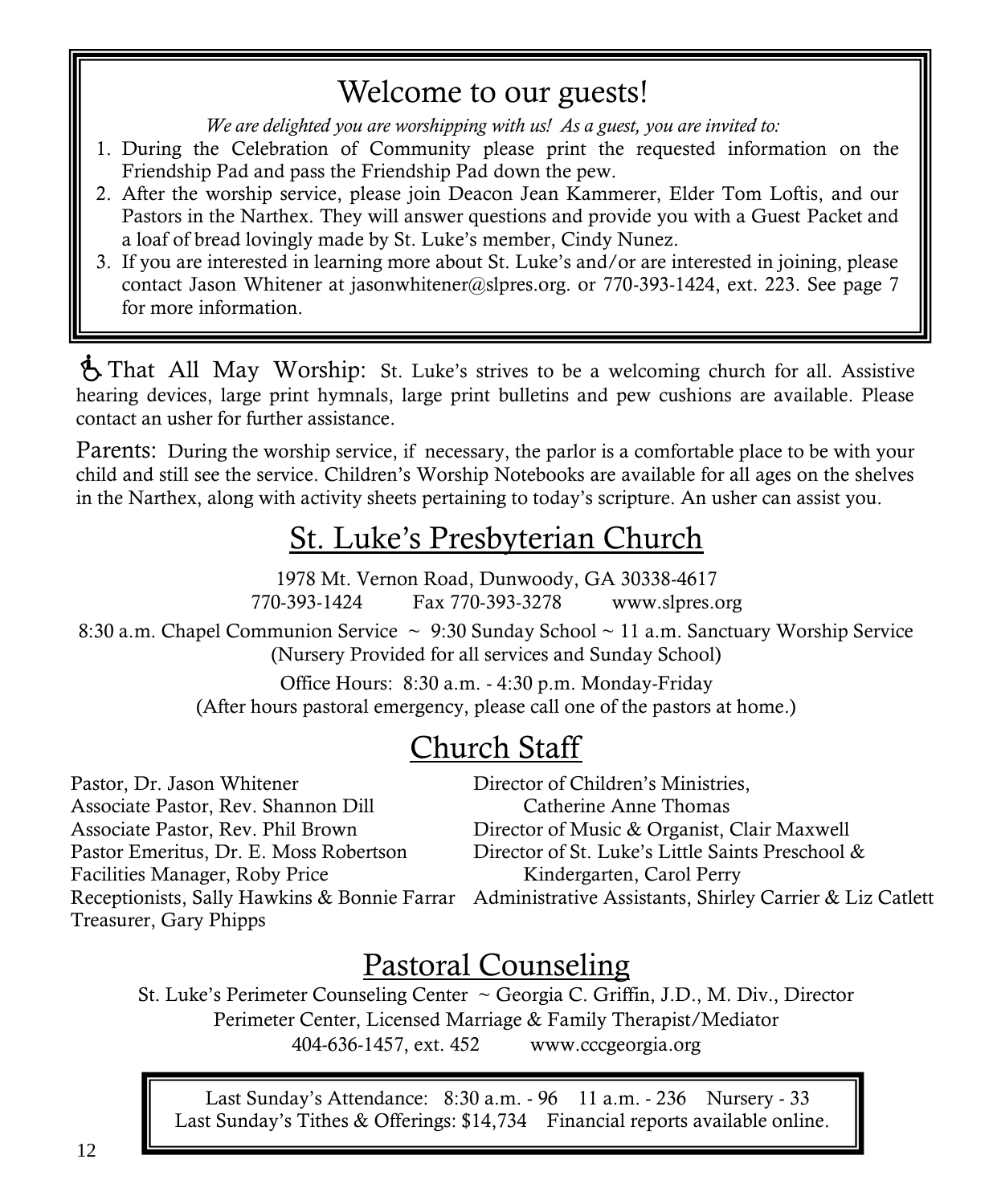## Welcome to our guests!

*We are delighted you are worshipping with us! As a guest, you are invited to:*

1. During the Celebration of Community please print the requested information on the Friendship Pad and pass the Friendship Pad down the pew.
2. After the worship service, please join Deacon Jean Kammerer, Elder Tom Loftis, and our Pastors in the Narthex. They will answer questions and provide you with a Guest Packet and a loaf of bread lovingly made by St. Luke's member, Cindy Nunez.
3. If you are interested in learning more about St. Luke's and/or are interested in joining, please contact Jason Whitener at jasonwhitener@slpres.org. or 770-393-1424, ext. 223. See page 7 for more information.

♿ That All May Worship: St. Luke's strives to be a welcoming church for all. Assistive hearing devices, large print hymnals, large print bulletins and pew cushions are available. Please contact an usher for further assistance.

Parents: During the worship service, if necessary, the parlor is a comfortable place to be with your child and still see the service. Children's Worship Notebooks are available for all ages on the shelves in the Narthex, along with activity sheets pertaining to today's scripture. An usher can assist you.

## St. Luke's Presbyterian Church

1978 Mt. Vernon Road, Dunwoody, GA 30338-4617
770-393-1424 Fax 770-393-3278 www.slpres.org

8:30 a.m. Chapel Communion Service ~ 9:30 Sunday School ~ 11 a.m. Sanctuary Worship Service
(Nursery Provided for all services and Sunday School)

Office Hours: 8:30 a.m. - 4:30 p.m. Monday-Friday
(After hours pastoral emergency, please call one of the pastors at home.)

## Church Staff

Pastor, Dr. Jason Whitener
Associate Pastor, Rev. Shannon Dill
Associate Pastor, Rev. Phil Brown
Pastor Emeritus, Dr. E. Moss Robertson
Facilities Manager, Roby Price
Receptionists, Sally Hawkins & Bonnie Farrar
Treasurer, Gary Phipps

Director of Children's Ministries, Catherine Anne Thomas
Director of Music & Organist, Clair Maxwell
Director of St. Luke's Little Saints Preschool & Kindergarten, Carol Perry
Administrative Assistants, Shirley Carrier & Liz Catlett

## Pastoral Counseling

St. Luke's Perimeter Counseling Center ~ Georgia C. Griffin, J.D., M. Div., Director
Perimeter Center, Licensed Marriage & Family Therapist/Mediator
404-636-1457, ext. 452 www.cccgeorgia.org

Last Sunday's Attendance: 8:30 a.m. - 96 11 a.m. - 236 Nursery - 33
Last Sunday's Tithes & Offerings: $14,734 Financial reports available online.